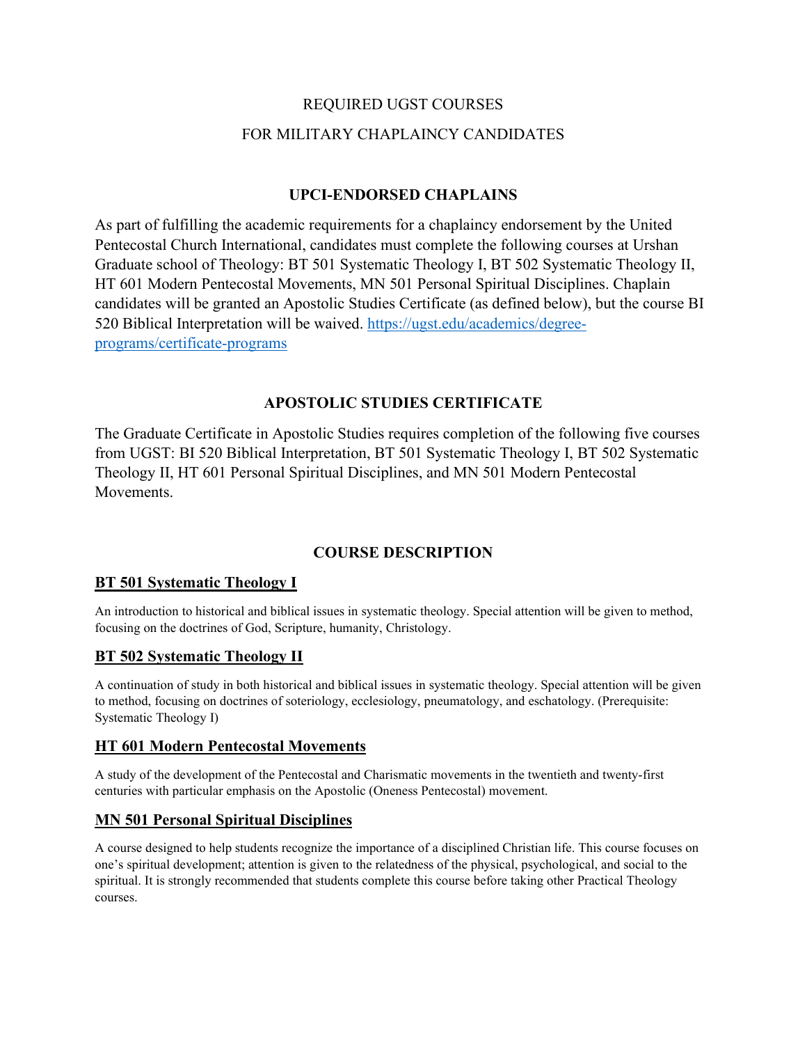# REQUIRED UGST COURSES

# FOR MILITARY CHAPLAINCY CANDIDATES

## UPCI-ENDORSED CHAPLAINS

As part of fulfilling the academic requirements for a chaplaincy endorsement by the United Pentecostal Church International, candidates must complete the following courses at Urshan Graduate school of Theology: BT 501 Systematic Theology I, BT 502 Systematic Theology II, HT 601 Modern Pentecostal Movements, MN 501 Personal Spiritual Disciplines. Chaplain candidates will be granted an Apostolic Studies Certificate (as defined below), but the course BI 520 Biblical Interpretation will be waived. [https://ugst.edu/academics/degree-programs/certificate-programs](https://ugst.edu/academics/degree-programs/certificate-programs)

## APOSTOLIC STUDIES CERTIFICATE

The Graduate Certificate in Apostolic Studies requires completion of the following five courses from UGST: BI 520 Biblical Interpretation, BT 501 Systematic Theology I, BT 502 Systematic Theology II, HT 601 Personal Spiritual Disciplines, and MN 501 Modern Pentecostal Movements.

## COURSE DESCRIPTION

### BT 501 Systematic Theology I

An introduction to historical and biblical issues in systematic theology. Special attention will be given to method, focusing on the doctrines of God, Scripture, humanity, Christology.

### BT 502 Systematic Theology II

A continuation of study in both historical and biblical issues in systematic theology. Special attention will be given to method, focusing on doctrines of soteriology, ecclesiology, pneumatology, and eschatology. (Prerequisite: Systematic Theology I)

### HT 601 Modern Pentecostal Movements

A study of the development of the Pentecostal and Charismatic movements in the twentieth and twenty-first centuries with particular emphasis on the Apostolic (Oneness Pentecostal) movement.

### MN 501 Personal Spiritual Disciplines

A course designed to help students recognize the importance of a disciplined Christian life. This course focuses on one's spiritual development; attention is given to the relatedness of the physical, psychological, and social to the spiritual. It is strongly recommended that students complete this course before taking other Practical Theology courses.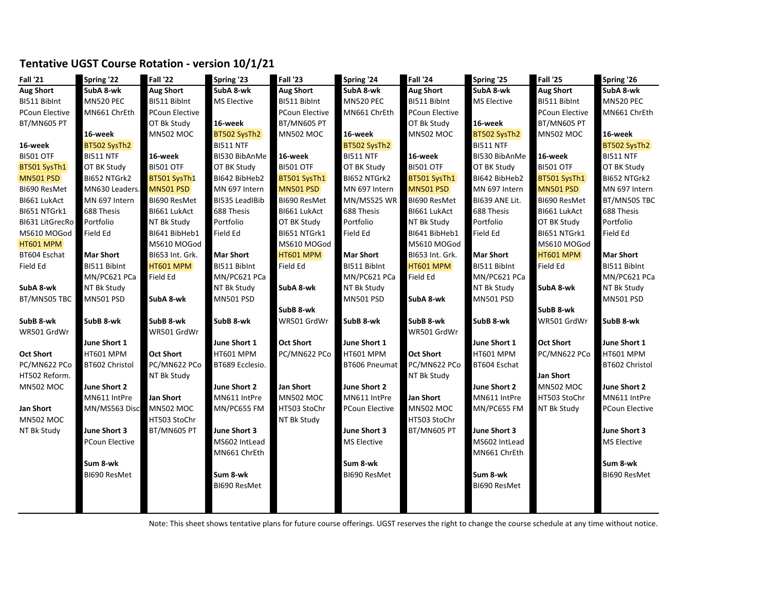## Tentative UGST Course Rotation - version 10/1/21

| Fall '21 | Spring '22 | Fall '22 | Spring '23 | Fall '23 | Spring '24 | Fall '24 | Spring '25 | Fall '25 | Spring '26 |
|---|---|---|---|---|---|---|---|---|---|
| **Aug Short** | **SubA 8-wk** | **Aug Short** | **SubA 8-wk** | **Aug Short** | **SubA 8-wk** | **Aug Short** | **SubA 8-wk** | **Aug Short** | **SubA 8-wk** |
| BI511 BibInt | MN520 PEC | BI511 BibInt | MS Elective | BI511 BibInt | MN520 PEC | BI511 BibInt | MS Elective | BI511 BibInt | MN520 PEC |
| PCoun Elective | MN661 ChrEth | PCoun Elective | | PCoun Elective | MN661 ChrEth | PCoun Elective | | PCoun Elective | MN661 ChrEth |
| BT/MN605 PT | | OT Bk Study | **16-week** | BT/MN605 PT | | OT Bk Study | **16-week** | BT/MN605 PT | |
| | **16-week** | MN502 MOC | BT502 SysTh2 | MN502 MOC | **16-week** | MN502 MOC | BT502 SysTh2 | MN502 MOC | **16-week** |
| **16-week** | BT502 SysTh2 | | BI511 NTF | | BT502 SysTh2 | | BI511 NTF | | BT502 SysTh2 |
| BI501 OTF | BI511 NTF | **16-week** | BI530 BibAnMe | **16-week** | BI511 NTF | **16-week** | BI530 BibAnMe | **16-week** | BI511 NTF |
| BT501 SysTh1 | OT BK Study | BI501 OTF | OT BK Study | BI501 OTF | OT BK Study | BI501 OTF | OT BK Study | BI501 OTF | OT BK Study |
| MN501 PSD | BI652 NTGrk2 | BT501 SysTh1 | BI642 BibHeb2 | BT501 SysTh1 | BI652 NTGrk2 | BT501 SysTh1 | BI642 BibHeb2 | BT501 SysTh1 | BI652 NTGrk2 |
| BI690 ResMet | MN630 Leaders. | MN501 PSD | MN 697 Intern | MN501 PSD | MN 697 Intern | MN501 PSD | MN 697 Intern | MN501 PSD | MN 697 Intern |
| BI661 LukAct | MN 697 Intern | BI690 ResMet | BI535 LeadIBib | BI690 ResMet | MN/MS525 WR | BI690 ResMet | BI639 ANE Lit. | BI690 ResMet | BT/MN505 TBC |
| BI651 NTGrk1 | 688 Thesis | BI661 LukAct | 688 Thesis | BI661 LukAct | 688 Thesis | BI661 LukAct | 688 Thesis | BI661 LukAct | 688 Thesis |
| BI631 LitGrecRo | Portfolio | NT Bk Study | Portfolio | OT BK Study | Portfolio | NT Bk Study | Portfolio | OT BK Study | Portfolio |
| MS610 MOGod | Field Ed | BI641 BibHeb1 | Field Ed | BI651 NTGrk1 | Field Ed | BI641 BibHeb1 | Field Ed | BI651 NTGrk1 | Field Ed |
| HT601 MPM | | MS610 MOGod | | MS610 MOGod | | MS610 MOGod | | MS610 MOGod | |
| BT604 Eschat | **Mar Short** | BI653 Int. Grk. | **Mar Short** | HT601 MPM | **Mar Short** | BI653 Int. Grk. | **Mar Short** | HT601 MPM | **Mar Short** |
| Field Ed | BI511 BibInt | HT601 MPM | BI511 BibInt | Field Ed | BI511 BibInt | HT601 MPM | BI511 BibInt | Field Ed | BI511 BibInt |
| | MN/PC621 PCa | Field Ed | MN/PC621 PCa | | MN/PC621 PCa | Field Ed | MN/PC621 PCa | | MN/PC621 PCa |
| **SubA 8-wk** | NT Bk Study | | NT Bk Study | **SubA 8-wk** | NT Bk Study | | NT Bk Study | **SubA 8-wk** | NT Bk Study |
| BT/MN505 TBC | MN501 PSD | **SubA 8-wk** | MN501 PSD | | MN501 PSD | **SubA 8-wk** | MN501 PSD | | MN501 PSD |
| | | | | **SubB 8-wk** | | | | **SubB 8-wk** | |
| **SubB 8-wk** | **SubB 8-wk** | **SubB 8-wk** | **SubB 8-wk** | WR501 GrdWr | **SubB 8-wk** | **SubB 8-wk** | **SubB 8-wk** | WR501 GrdWr | **SubB 8-wk** |
| WR501 GrdWr | | WR501 GrdWr | | | | WR501 GrdWr | | | |
| | **June Short 1** | | **June Short 1** | **Oct Short** | **June Short 1** | | **June Short 1** | **Oct Short** | **June Short 1** |
| **Oct Short** | HT601 MPM | **Oct Short** | HT601 MPM | PC/MN622 PCo | HT601 MPM | **Oct Short** | HT601 MPM | PC/MN622 PCo | HT601 MPM |
| PC/MN622 PCo | BT602 Christol | PC/MN622 PCo | BT689 Ecclesio. | | BT606 Pneumat | PC/MN622 PCo | BT604 Eschat | | BT602 Christol |
| HT502 Reform. | | NT Bk Study | | | | NT Bk Study | | **Jan Short** | |
| MN502 MOC | **June Short 2** | | **June Short 2** | **Jan Short** | **June Short 2** | | **June Short 2** | MN502 MOC | **June Short 2** |
| | MN611 IntPre | **Jan Short** | MN611 IntPre | MN502 MOC | MN611 IntPre | **Jan Short** | MN611 IntPre | HT503 StoChr | MN611 IntPre |
| **Jan Short** | MN/MS563 Disc | MN502 MOC | MN/PC655 FM | HT503 StoChr | PCoun Elective | MN502 MOC | MN/PC655 FM | NT Bk Study | PCoun Elective |
| MN502 MOC | | HT503 StoChr | | NT Bk Study | | HT503 StoChr | | | |
| NT Bk Study | **June Short 3** | BT/MN605 PT | **June Short 3** | | **June Short 3** | BT/MN605 PT | **June Short 3** | | **June Short 3** |
| | PCoun Elective | | MS602 IntLead | | MS Elective | | MS602 IntLead | | MS Elective |
| | | | MN661 ChrEth | | | | MN661 ChrEth | | |
| | **Sum 8-wk** | | | | **Sum 8-wk** | | | | **Sum 8-wk** |
| | BI690 ResMet | | **Sum 8-wk** | | BI690 ResMet | | **Sum 8-wk** | | BI690 ResMet |
| | | | BI690 ResMet | | | | BI690 ResMet | | |

Note: This sheet shows tentative plans for future course offerings. UGST reserves the right to change the course schedule at any time without notice.